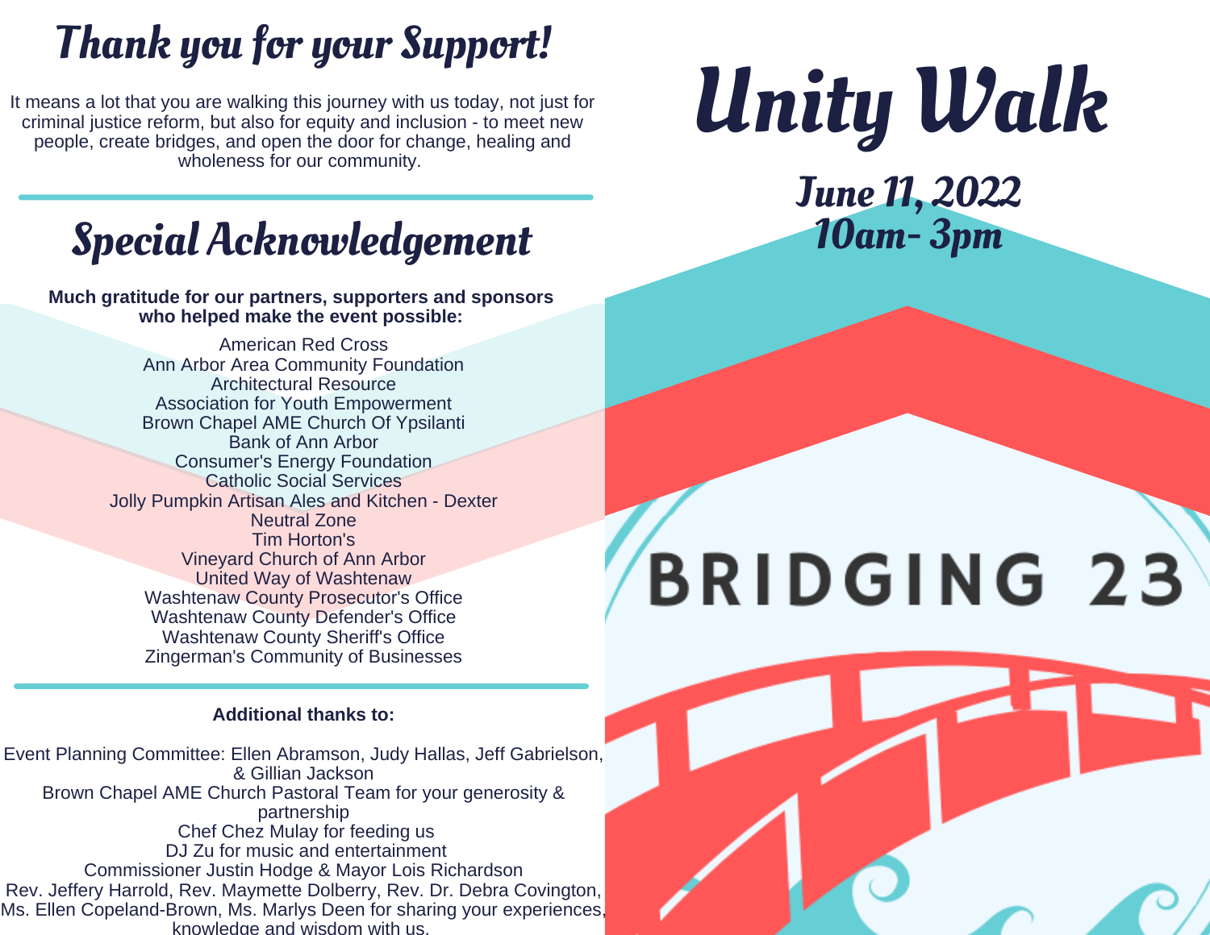# Thank you for your Support!

It means a lot that you are walking this journey with us today, not just for criminal justice reform, but also for equity and inclusion - to meet new people, create bridges, and open the door for change, healing and wholeness for our community.

---

## Special Acknowledgement

**Much gratitude for our partners, supporters and sponsors who helped make the event possible:**

American Red Cross
Ann Arbor Area Community Foundation
Architectural Resource
Association for Youth Empowerment
Brown Chapel AME Church Of Ypsilanti
Bank of Ann Arbor
Consumer's Energy Foundation
Catholic Social Services
Jolly Pumpkin Artisan Ales and Kitchen - Dexter
Neutral Zone
Tim Horton's
Vineyard Church of Ann Arbor
United Way of Washtenaw
Washtenaw County Prosecutor's Office
Washtenaw County Defender's Office
Washtenaw County Sheriff's Office
Zingerman's Community of Businesses

---

**Additional thanks to:**

Event Planning Committee: Ellen Abramson, Judy Hallas, Jeff Gabrielson, & Gillian Jackson
Brown Chapel AME Church Pastoral Team for your generosity & partnership
Chef Chez Mulay for feeding us
DJ Zu for music and entertainment
Commissioner Justin Hodge & Mayor Lois Richardson
Rev. Jeffery Harrold, Rev. Maymette Dolberry, Rev. Dr. Debra Covington, Ms. Ellen Copeland-Brown, Ms. Marlys Deen for sharing your experiences, knowledge and wisdom with us.

# Unity Walk

**June 11, 2022**
**10am- 3pm**

BRIDGING 23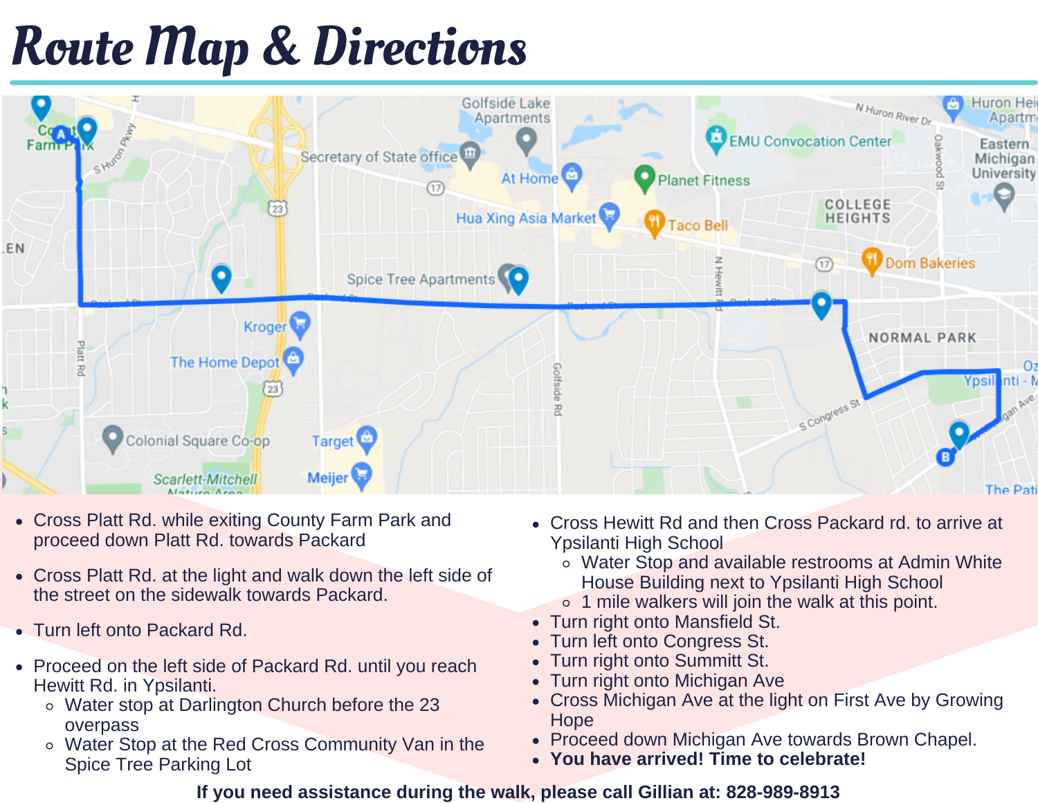# Route Map & Directions

- Cross Platt Rd. while exiting County Farm Park and proceed down Platt Rd. towards Packard
- Cross Platt Rd. at the light and walk down the left side of the street on the sidewalk towards Packard.
- Turn left onto Packard Rd.
- Proceed on the left side of Packard Rd. until you reach Hewitt Rd. in Ypsilanti.
  - Water stop at Darlington Church before the 23 overpass
  - Water Stop at the Red Cross Community Van in the Spice Tree Parking Lot
- Cross Hewitt Rd and then Cross Packard rd. to arrive at Ypsilanti High School
  - Water Stop and available restrooms at Admin White House Building next to Ypsilanti High School
  - 1 mile walkers will join the walk at this point.
- Turn right onto Mansfield St.
- Turn left onto Congress St.
- Turn right onto Summitt St.
- Turn right onto Michigan Ave
- Cross Michigan Ave at the light on First Ave by Growing Hope
- Proceed down Michigan Ave towards Brown Chapel.
- **You have arrived! Time to celebrate!**

**If you need assistance during the walk, please call Gillian at: 828-989-8913**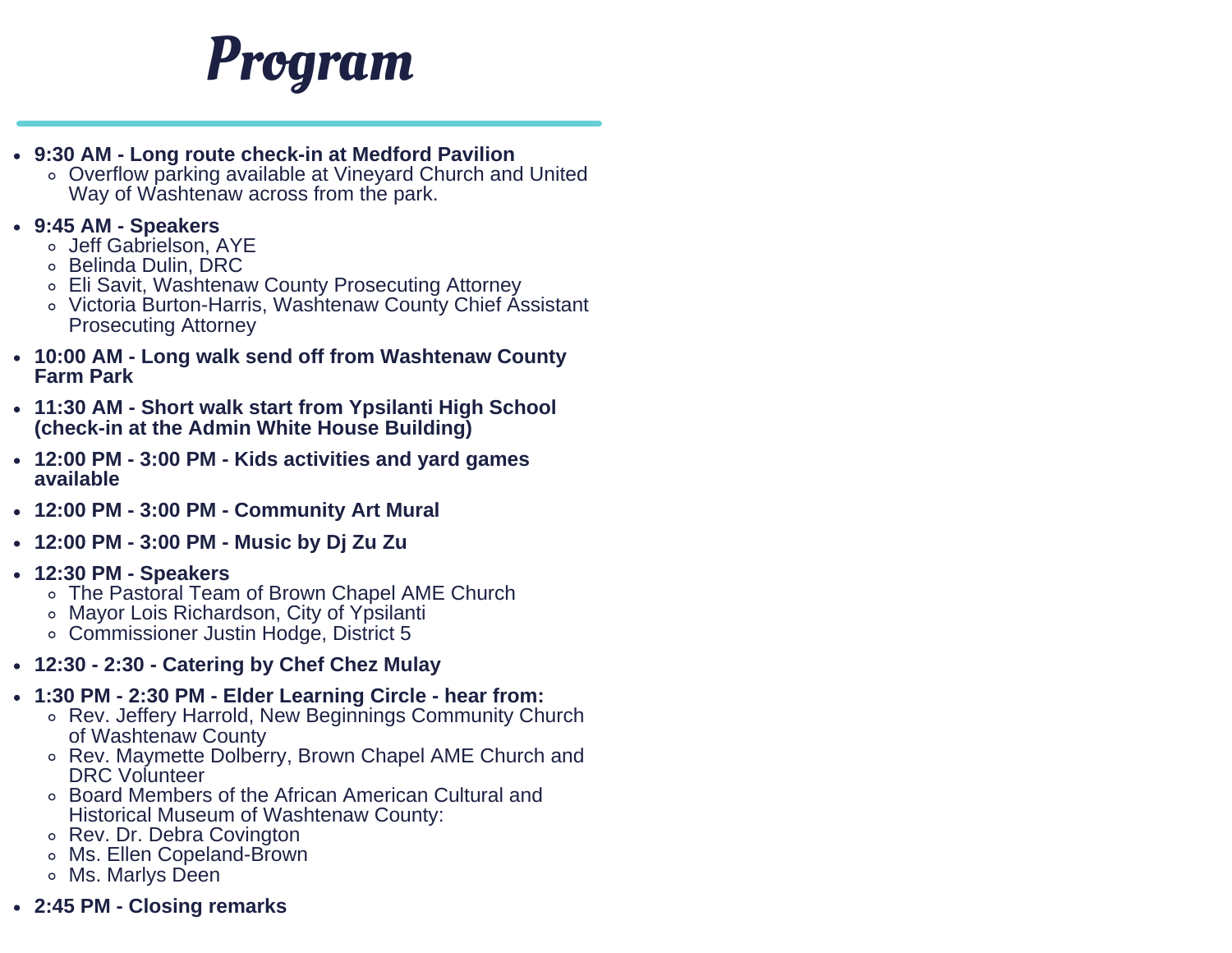# Program

- **9:30 AM - Long route check-in at Medford Pavilion**
  - Overflow parking available at Vineyard Church and United Way of Washtenaw across from the park.
- **9:45 AM - Speakers**
  - Jeff Gabrielson, AYE
  - Belinda Dulin, DRC
  - Eli Savit, Washtenaw County Prosecuting Attorney
  - Victoria Burton-Harris, Washtenaw County Chief Assistant Prosecuting Attorney
- **10:00 AM - Long walk send off from Washtenaw County Farm Park**
- **11:30 AM - Short walk start from Ypsilanti High School (check-in at the Admin White House Building)**
- **12:00 PM - 3:00 PM - Kids activities and yard games available**
- **12:00 PM - 3:00 PM - Community Art Mural**
- **12:00 PM - 3:00 PM - Music by Dj Zu Zu**
- **12:30 PM - Speakers**
  - The Pastoral Team of Brown Chapel AME Church
  - Mayor Lois Richardson, City of Ypsilanti
  - Commissioner Justin Hodge, District 5
- **12:30 - 2:30 - Catering by Chef Chez Mulay**
- **1:30 PM - 2:30 PM - Elder Learning Circle - hear from:**
  - Rev. Jeffery Harrold, New Beginnings Community Church of Washtenaw County
  - Rev. Maymette Dolberry, Brown Chapel AME Church and DRC Volunteer
  - Board Members of the African American Cultural and Historical Museum of Washtenaw County:
  - Rev. Dr. Debra Covington
  - Ms. Ellen Copeland-Brown
  - Ms. Marlys Deen
- **2:45 PM - Closing remarks**